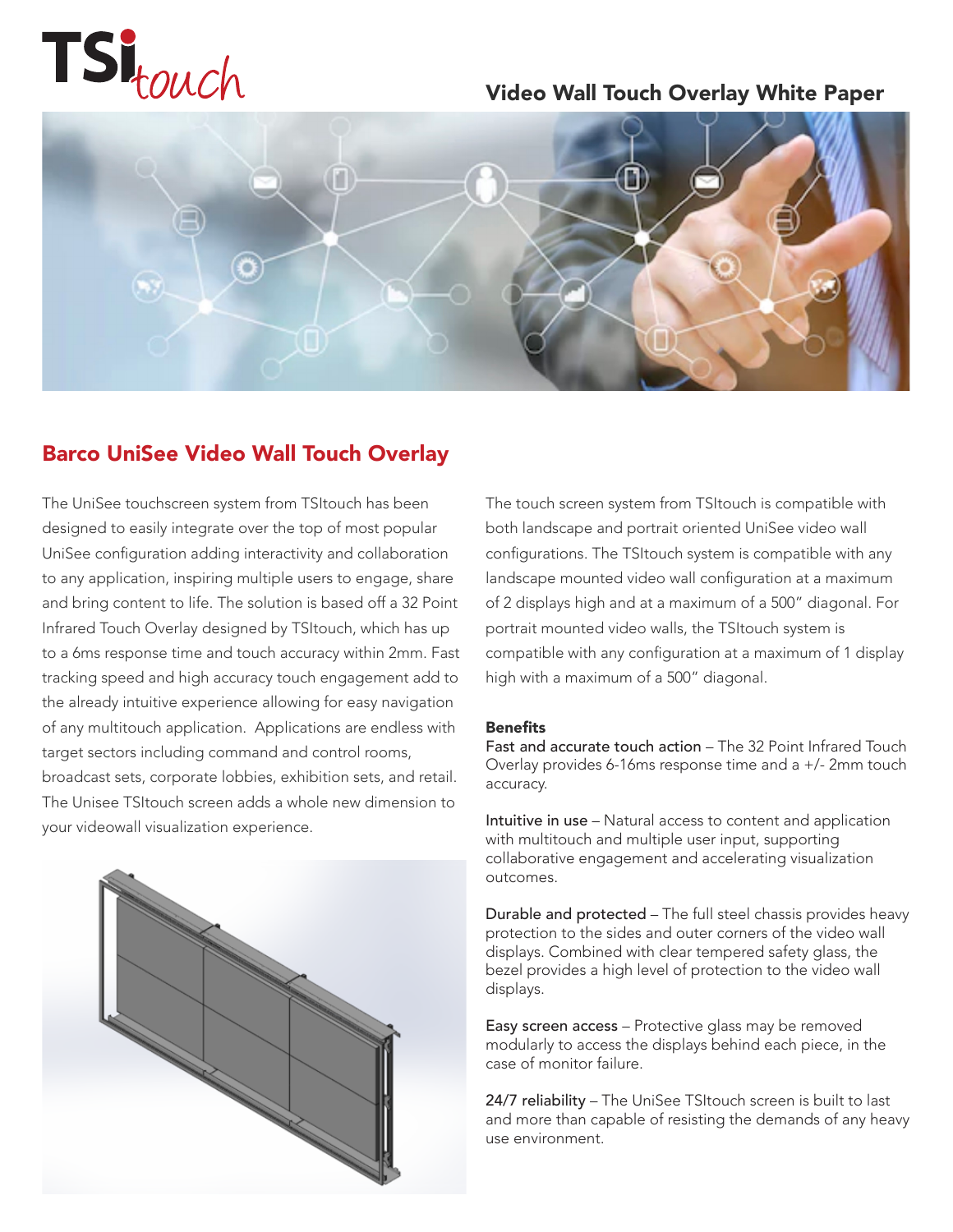# TSItouch

## Video Wall Touch Overlay White Paper

## Barco UniSee Video Wall Touch Overlay

The UniSee touchscreen system from TSItouch has been designed to easily integrate over the top of most popular UniSee configuration adding interactivity and collaboration to any application, inspiring multiple users to engage, share and bring content to life. The solution is based off a 32 Point Infrared Touch Overlay designed by TSItouch, which has up to a 6ms response time and touch accuracy within 2mm. Fast tracking speed and high accuracy touch engagement add to the already intuitive experience allowing for easy navigation of any multitouch application. Applications are endless with target sectors including command and control rooms, broadcast sets, corporate lobbies, exhibition sets, and retail. The Unisee TSItouch screen adds a whole new dimension to your videowall visualization experience.

The touch screen system from TSItouch is compatible with both landscape and portrait oriented UniSee video wall configurations. The TSItouch system is compatible with any landscape mounted video wall configuration at a maximum of 2 displays high and at a maximum of a 500" diagonal. For portrait mounted video walls, the TSItouch system is compatible with any configuration at a maximum of 1 display high with a maximum of a 500" diagonal.

**Benefits**

Fast and accurate touch action – The 32 Point Infrared Touch Overlay provides 6-16ms response time and a +/- 2mm touch accuracy.

Intuitive in use – Natural access to content and application with multitouch and multiple user input, supporting collaborative engagement and accelerating visualization outcomes.

Durable and protected – The full steel chassis provides heavy protection to the sides and outer corners of the video wall displays. Combined with clear tempered safety glass, the bezel provides a high level of protection to the video wall displays.

Easy screen access – Protective glass may be removed modularly to access the displays behind each piece, in the case of monitor failure.

24/7 reliability – The UniSee TSItouch screen is built to last and more than capable of resisting the demands of any heavy use environment.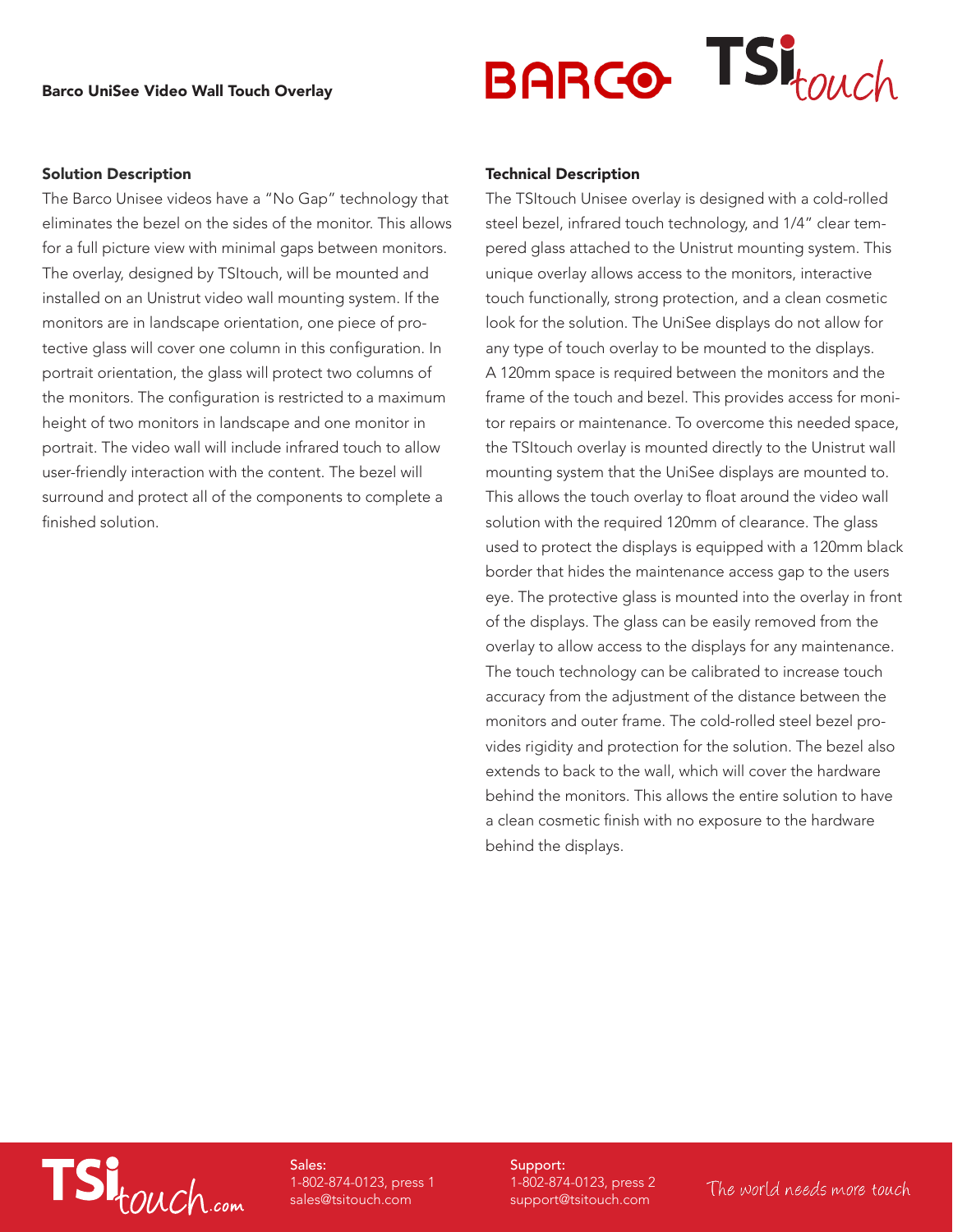# Barco UniSee Video Wall Touch Overlay

## Solution Description

The Barco Unisee videos have a "No Gap" technology that eliminates the bezel on the sides of the monitor. This allows for a full picture view with minimal gaps between monitors. The overlay, designed by TSItouch, will be mounted and installed on an Unistrut video wall mounting system. If the monitors are in landscape orientation, one piece of protective glass will cover one column in this configuration. In portrait orientation, the glass will protect two columns of the monitors. The configuration is restricted to a maximum height of two monitors in landscape and one monitor in portrait. The video wall will include infrared touch to allow user-friendly interaction with the content. The bezel will surround and protect all of the components to complete a finished solution.

## Technical Description

The TSItouch Unisee overlay is designed with a cold-rolled steel bezel, infrared touch technology, and 1/4" clear tempered glass attached to the Unistrut mounting system. This unique overlay allows access to the monitors, interactive touch functionally, strong protection, and a clean cosmetic look for the solution. The UniSee displays do not allow for any type of touch overlay to be mounted to the displays. A 120mm space is required between the monitors and the frame of the touch and bezel. This provides access for monitor repairs or maintenance. To overcome this needed space, the TSItouch overlay is mounted directly to the Unistrut wall mounting system that the UniSee displays are mounted to. This allows the touch overlay to float around the video wall solution with the required 120mm of clearance. The glass used to protect the displays is equipped with a 120mm black border that hides the maintenance access gap to the users eye. The protective glass is mounted into the overlay in front of the displays. The glass can be easily removed from the overlay to allow access to the displays for any maintenance. The touch technology can be calibrated to increase touch accuracy from the adjustment of the distance between the monitors and outer frame. The cold-rolled steel bezel provides rigidity and protection for the solution. The bezel also extends to back to the wall, which will cover the hardware behind the monitors. This allows the entire solution to have a clean cosmetic finish with no exposure to the hardware behind the displays.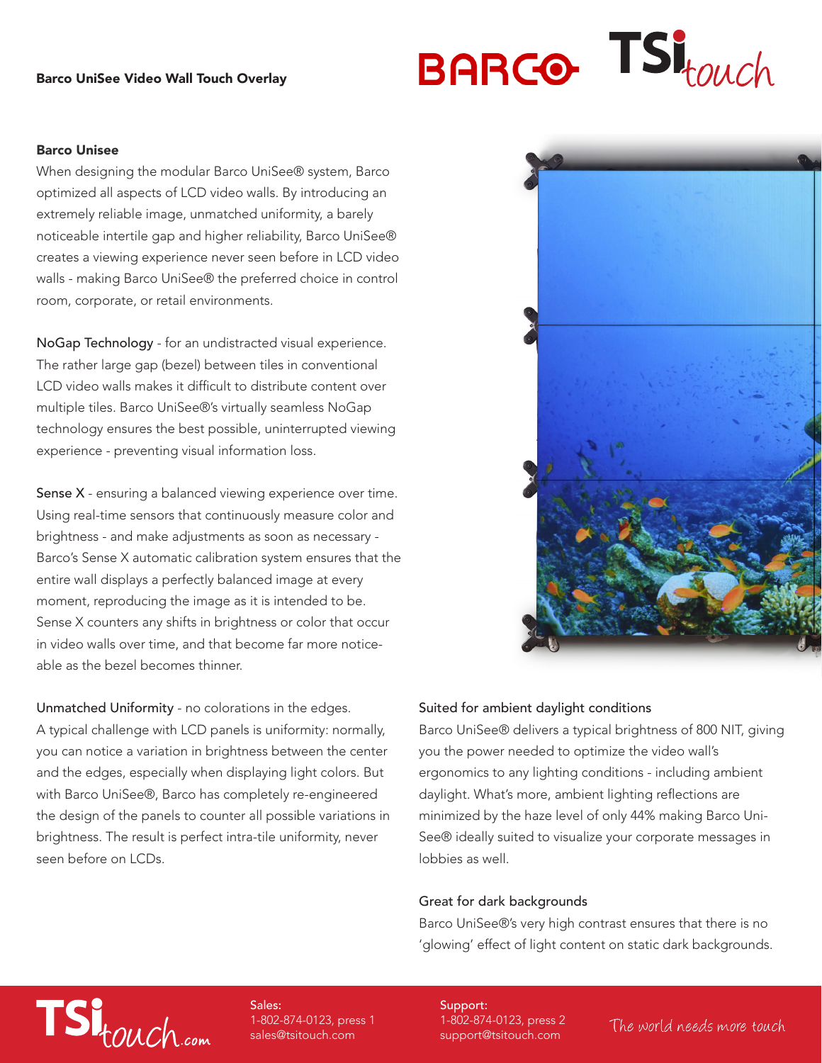# Barco UniSee Video Wall Touch Overlay

## Barco Unisee

When designing the modular Barco UniSee® system, Barco optimized all aspects of LCD video walls. By introducing an extremely reliable image, unmatched uniformity, a barely noticeable intertile gap and higher reliability, Barco UniSee® creates a viewing experience never seen before in LCD video walls - making Barco UniSee® the preferred choice in control room, corporate, or retail environments.

NoGap Technology - for an undistracted visual experience. The rather large gap (bezel) between tiles in conventional LCD video walls makes it difficult to distribute content over multiple tiles. Barco UniSee®'s virtually seamless NoGap technology ensures the best possible, uninterrupted viewing experience - preventing visual information loss.

Sense X - ensuring a balanced viewing experience over time. Using real-time sensors that continuously measure color and brightness - and make adjustments as soon as necessary - Barco's Sense X automatic calibration system ensures that the entire wall displays a perfectly balanced image at every moment, reproducing the image as it is intended to be. Sense X counters any shifts in brightness or color that occur in video walls over time, and that become far more noticeable as the bezel becomes thinner.

Unmatched Uniformity - no colorations in the edges. A typical challenge with LCD panels is uniformity: normally, you can notice a variation in brightness between the center and the edges, especially when displaying light colors. But with Barco UniSee®, Barco has completely re-engineered the design of the panels to counter all possible variations in brightness. The result is perfect intra-tile uniformity, never seen before on LCDs.

Suited for ambient daylight conditions
Barco UniSee® delivers a typical brightness of 800 NIT, giving you the power needed to optimize the video wall's ergonomics to any lighting conditions - including ambient daylight. What's more, ambient lighting reflections are minimized by the haze level of only 44% making Barco UniSee® ideally suited to visualize your corporate messages in lobbies as well.

Great for dark backgrounds
Barco UniSee®'s very high contrast ensures that there is no 'glowing' effect of light content on static dark backgrounds.

Sales:
1-802-874-0123, press 1
sales@tsitouch.com

Support:
1-802-874-0123, press 2
support@tsitouch.com

The world needs more touch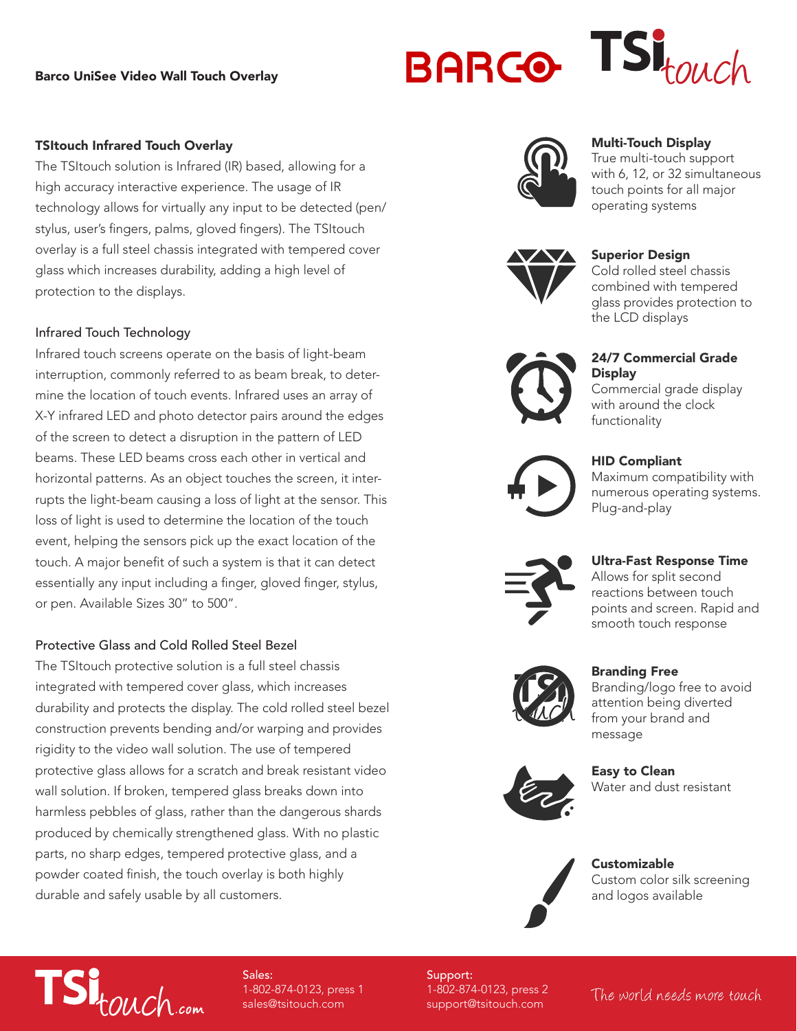Barco UniSee Video Wall Touch Overlay

## TSItouch Infrared Touch Overlay

The TSItouch solution is Infrared (IR) based, allowing for a high accuracy interactive experience. The usage of IR technology allows for virtually any input to be detected (pen/stylus, user's fingers, palms, gloved fingers). The TSItouch overlay is a full steel chassis integrated with tempered cover glass which increases durability, adding a high level of protection to the displays.

### Infrared Touch Technology

Infrared touch screens operate on the basis of light-beam interruption, commonly referred to as beam break, to determine the location of touch events. Infrared uses an array of X-Y infrared LED and photo detector pairs around the edges of the screen to detect a disruption in the pattern of LED beams. These LED beams cross each other in vertical and horizontal patterns. As an object touches the screen, it interrupts the light-beam causing a loss of light at the sensor. This loss of light is used to determine the location of the touch event, helping the sensors pick up the exact location of the touch. A major benefit of such a system is that it can detect essentially any input including a finger, gloved finger, stylus, or pen. Available Sizes 30" to 500".

### Protective Glass and Cold Rolled Steel Bezel

The TSItouch protective solution is a full steel chassis integrated with tempered cover glass, which increases durability and protects the display. The cold rolled steel bezel construction prevents bending and/or warping and provides rigidity to the video wall solution. The use of tempered protective glass allows for a scratch and break resistant video wall solution. If broken, tempered glass breaks down into harmless pebbles of glass, rather than the dangerous shards produced by chemically strengthened glass. With no plastic parts, no sharp edges, tempered protective glass, and a powder coated finish, the touch overlay is both highly durable and safely usable by all customers.

**Multi-Touch Display**
True multi-touch support with 6, 12, or 32 simultaneous touch points for all major operating systems

**Superior Design**
Cold rolled steel chassis combined with tempered glass provides protection to the LCD displays

**24/7 Commercial Grade Display**
Commercial grade display with around the clock functionality

**HID Compliant**
Maximum compatibility with numerous operating systems. Plug-and-play

**Ultra-Fast Response Time**
Allows for split second reactions between touch points and screen. Rapid and smooth touch response

**Branding Free**
Branding/logo free to avoid attention being diverted from your brand and message

**Easy to Clean**
Water and dust resistant

**Customizable**
Custom color silk screening and logos available

TSItouch.com

Sales:
1-802-874-0123, press 1
sales@tsitouch.com

Support:
1-802-874-0123, press 2
support@tsitouch.com

The world needs more touch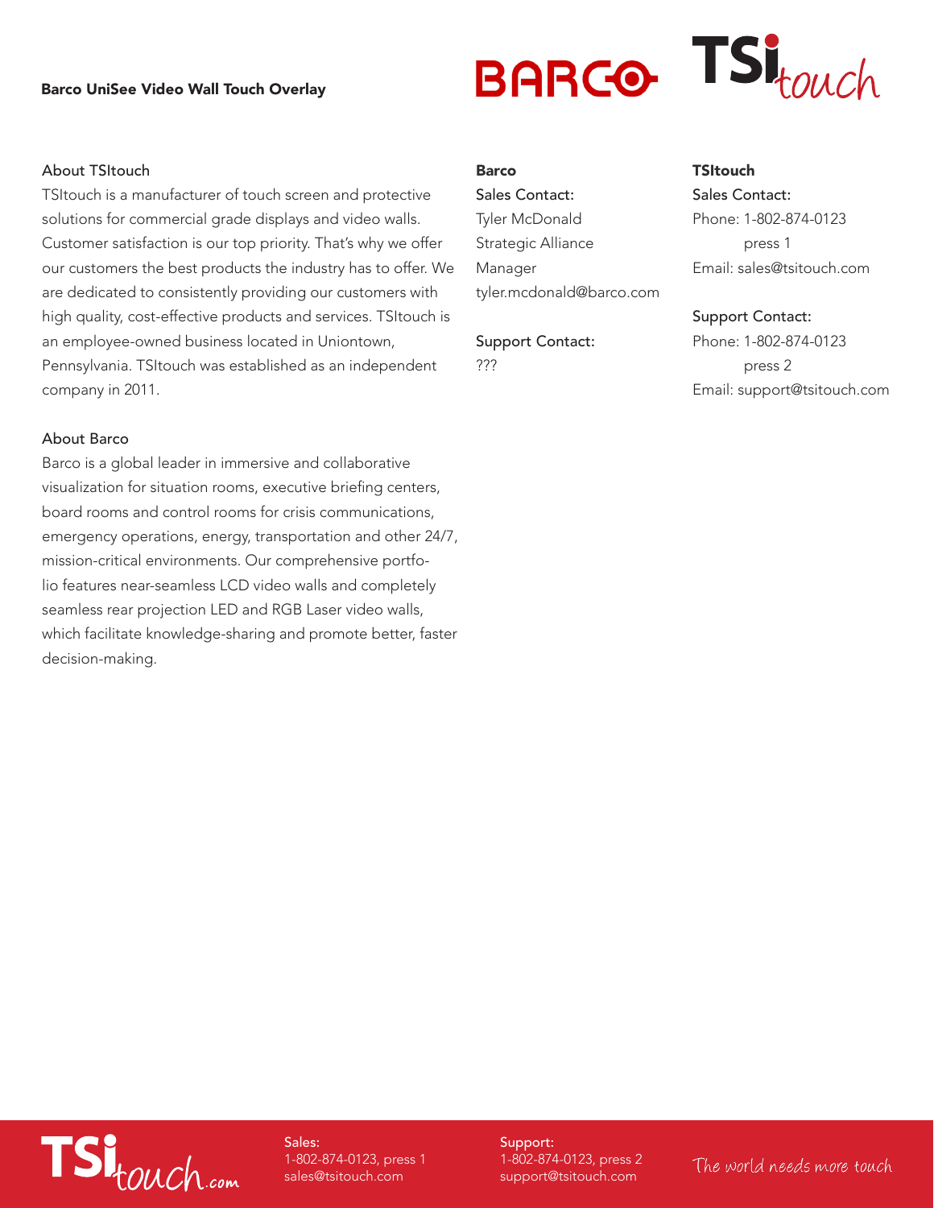# Barco UniSee Video Wall Touch Overlay

## About TSItouch

TSItouch is a manufacturer of touch screen and protective solutions for commercial grade displays and video walls. Customer satisfaction is our top priority. That's why we offer our customers the best products the industry has to offer. We are dedicated to consistently providing our customers with high quality, cost-effective products and services. TSItouch is an employee-owned business located in Uniontown, Pennsylvania. TSItouch was established as an independent company in 2011.

## About Barco

Barco is a global leader in immersive and collaborative visualization for situation rooms, executive briefing centers, board rooms and control rooms for crisis communications, emergency operations, energy, transportation and other 24/7, mission-critical environments. Our comprehensive portfolio features near-seamless LCD video walls and completely seamless rear projection LED and RGB Laser video walls, which facilitate knowledge-sharing and promote better, faster decision-making.

**Barco**

Sales Contact:
Tyler McDonald
Strategic Alliance Manager
tyler.mcdonald@barco.com

Support Contact:
???

**TSItouch**

Sales Contact:
Phone: 1-802-874-0123
press 1
Email: sales@tsitouch.com

Support Contact:
Phone: 1-802-874-0123
press 2
Email: support@tsitouch.com

Sales:
1-802-874-0123, press 1
sales@tsitouch.com

Support:
1-802-874-0123, press 2
support@tsitouch.com

The world needs more touch